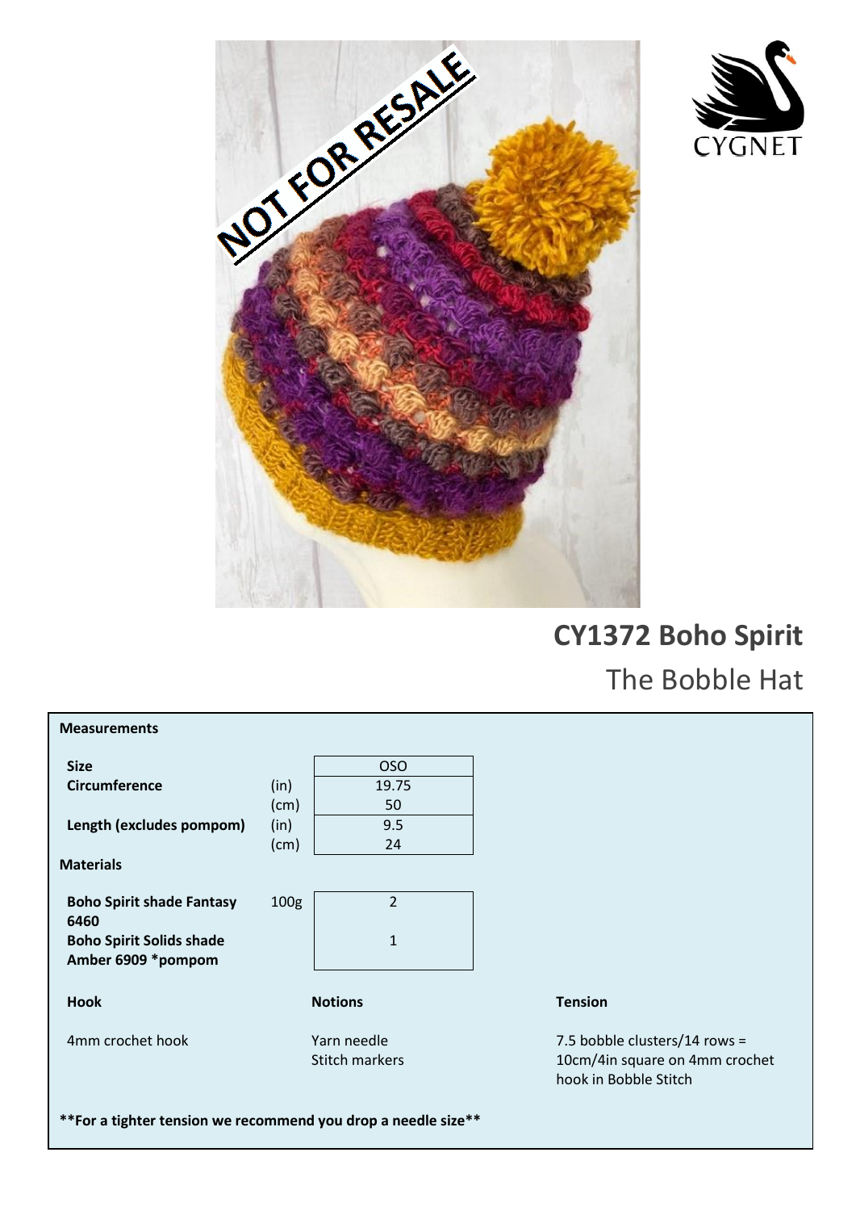# CY1372 Boho Spirit

## The Bobble Hat

**Measurements**

| **Size** | | OSO |
|---|---|---|
| **Circumference** | (in) | 19.75 |
| | (cm) | 50 |
| **Length (excludes pompom)** | (in) | 9.5 |
| | (cm) | 24 |

**Materials**

| | | |
|---|---|---|
| **Boho Spirit shade Fantasy 6460** | 100g | 2 |
| **Boho Spirit Solids shade Amber 6909 *pompom** | | 1 |

**Hook**

4mm crochet hook

**Notions**

Yarn needle
Stitch markers

**Tension**

7.5 bobble clusters/14 rows = 10cm/4in square on 4mm crochet hook in Bobble Stitch

****For a tighter tension we recommend you drop a needle size****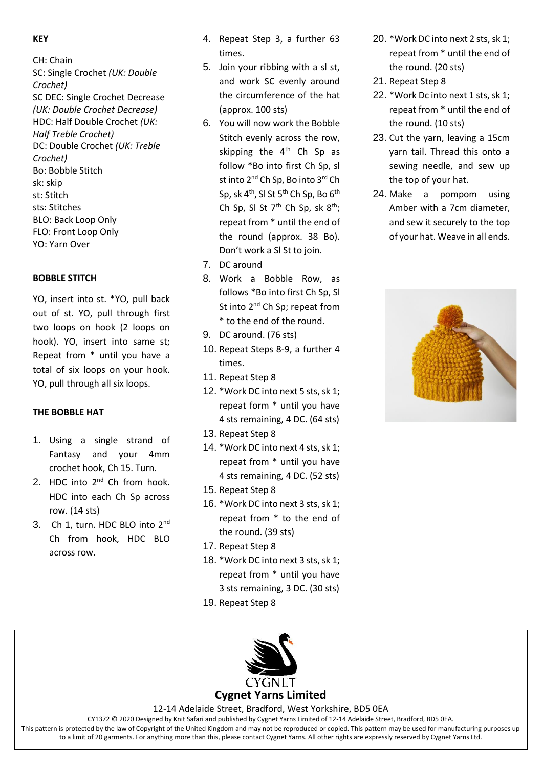**KEY**

CH: Chain
SC: Single Crochet *(UK: Double Crochet)*
SC DEC: Single Crochet Decrease *(UK: Double Crochet Decrease)*
HDC: Half Double Crochet *(UK: Half Treble Crochet)*
DC: Double Crochet *(UK: Treble Crochet)*
Bo: Bobble Stitch
sk: skip
st: Stitch
sts: Stitches
BLO: Back Loop Only
FLO: Front Loop Only
YO: Yarn Over

**BOBBLE STITCH**

YO, insert into st. *YO, pull back out of st. YO, pull through first two loops on hook (2 loops on hook). YO, insert into same st; Repeat from * until you have a total of six loops on your hook. YO, pull through all six loops.

**THE BOBBLE HAT**

1. Using a single strand of Fantasy and your 4mm crochet hook, Ch 15. Turn.
2. HDC into 2nd Ch from hook. HDC into each Ch Sp across row. (14 sts)
3. Ch 1, turn. HDC BLO into 2nd Ch from hook, HDC BLO across row.
4. Repeat Step 3, a further 63 times.
5. Join your ribbing with a sl st, and work SC evenly around the circumference of the hat (approx. 100 sts)
6. You will now work the Bobble Stitch evenly across the row, skipping the 4th Ch Sp as follow *Bo into first Ch Sp, sl st into 2nd Ch Sp, Bo into 3rd Ch Sp, sk 4th, Sl St 5th Ch Sp, Bo 6th Ch Sp, Sl St 7th Ch Sp, sk 8th; repeat from * until the end of the round (approx. 38 Bo). Don't work a Sl St to join.
7. DC around
8. Work a Bobble Row, as follows *Bo into first Ch Sp, Sl St into 2nd Ch Sp; repeat from * to the end of the round.
9. DC around. (76 sts)
10. Repeat Steps 8-9, a further 4 times.
11. Repeat Step 8
12. *Work DC into next 5 sts, sk 1; repeat form * until you have 4 sts remaining, 4 DC. (64 sts)
13. Repeat Step 8
14. *Work DC into next 4 sts, sk 1; repeat from * until you have 4 sts remaining, 4 DC. (52 sts)
15. Repeat Step 8
16. *Work DC into next 3 sts, sk 1; repeat from * to the end of the round. (39 sts)
17. Repeat Step 8
18. *Work DC into next 3 sts, sk 1; repeat from * until you have 3 sts remaining, 3 DC. (30 sts)
19. Repeat Step 8
20. *Work DC into next 2 sts, sk 1; repeat from * until the end of the round. (20 sts)
21. Repeat Step 8
22. *Work Dc into next 1 sts, sk 1; repeat from * until the end of the round. (10 sts)
23. Cut the yarn, leaving a 15cm yarn tail. Thread this onto a sewing needle, and sew up the top of your hat.
24. Make a pompom using Amber with a 7cm diameter, and sew it securely to the top of your hat. Weave in all ends.

CYGNET

**Cygnet Yarns Limited**

12-14 Adelaide Street, Bradford, West Yorkshire, BD5 0EA

CY1372 © 2020 Designed by Knit Safari and published by Cygnet Yarns Limited of 12-14 Adelaide Street, Bradford, BD5 0EA.
This pattern is protected by the law of Copyright of the United Kingdom and may not be reproduced or copied. This pattern may be used for manufacturing purposes up to a limit of 20 garments. For anything more than this, please contact Cygnet Yarns. All other rights are expressly reserved by Cygnet Yarns Ltd.